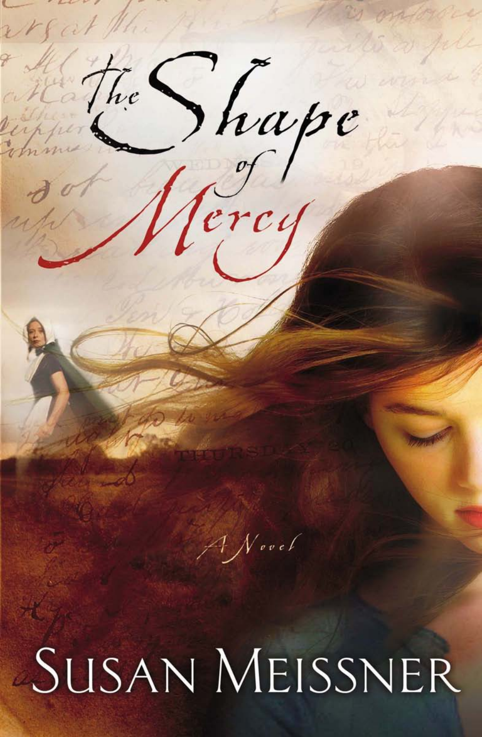# The Shape of Mercy

*A Novel*

SUSAN MEISSNER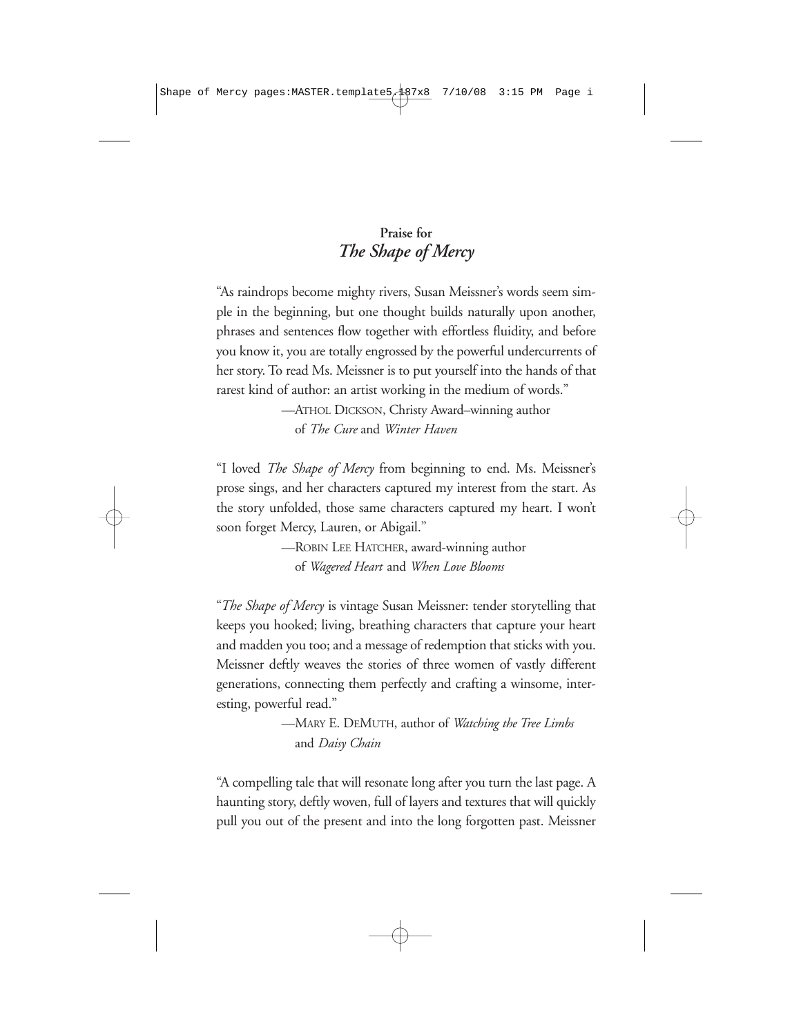## Praise for *The Shape of Mercy*

"As raindrops become mighty rivers, Susan Meissner's words seem simple in the beginning, but one thought builds naturally upon another, phrases and sentences flow together with effortless fluidity, and before you know it, you are totally engrossed by the powerful undercurrents of her story. To read Ms. Meissner is to put yourself into the hands of that rarest kind of author: an artist working in the medium of words."

—ATHOL DICKSON, Christy Award–winning author of *The Cure* and *Winter Haven*

"I loved *The Shape of Mercy* from beginning to end. Ms. Meissner's prose sings, and her characters captured my interest from the start. As the story unfolded, those same characters captured my heart. I won't soon forget Mercy, Lauren, or Abigail."

—ROBIN LEE HATCHER, award-winning author of *Wagered Heart* and *When Love Blooms*

"*The Shape of Mercy* is vintage Susan Meissner: tender storytelling that keeps you hooked; living, breathing characters that capture your heart and madden you too; and a message of redemption that sticks with you. Meissner deftly weaves the stories of three women of vastly different generations, connecting them perfectly and crafting a winsome, interesting, powerful read."

—MARY E. DEMUTH, author of *Watching the Tree Limbs* and *Daisy Chain*

"A compelling tale that will resonate long after you turn the last page. A haunting story, deftly woven, full of layers and textures that will quickly pull you out of the present and into the long forgotten past. Meissner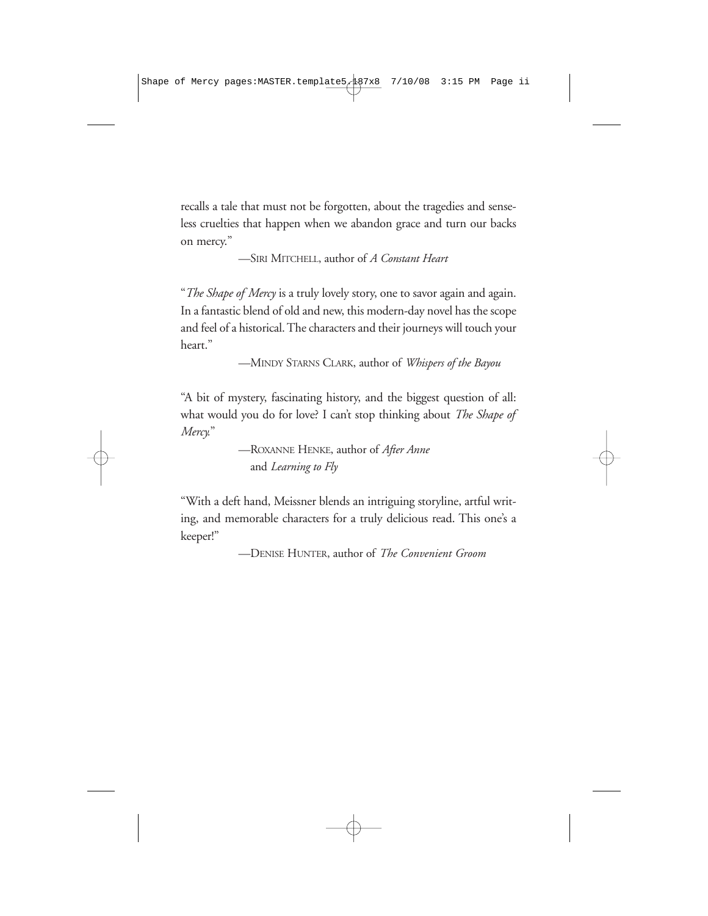recalls a tale that must not be forgotten, about the tragedies and senseless cruelties that happen when we abandon grace and turn our backs on mercy."

—SIRI MITCHELL, author of *A Constant Heart*

"*The Shape of Mercy* is a truly lovely story, one to savor again and again. In a fantastic blend of old and new, this modern-day novel has the scope and feel of a historical. The characters and their journeys will touch your heart."

—MINDY STARNS CLARK, author of *Whispers of the Bayou*

"A bit of mystery, fascinating history, and the biggest question of all: what would you do for love? I can't stop thinking about *The Shape of Mercy.*"

—ROXANNE HENKE, author of *After Anne* and *Learning to Fly*

"With a deft hand, Meissner blends an intriguing storyline, artful writing, and memorable characters for a truly delicious read. This one's a keeper!"

—DENISE HUNTER, author of *The Convenient Groom*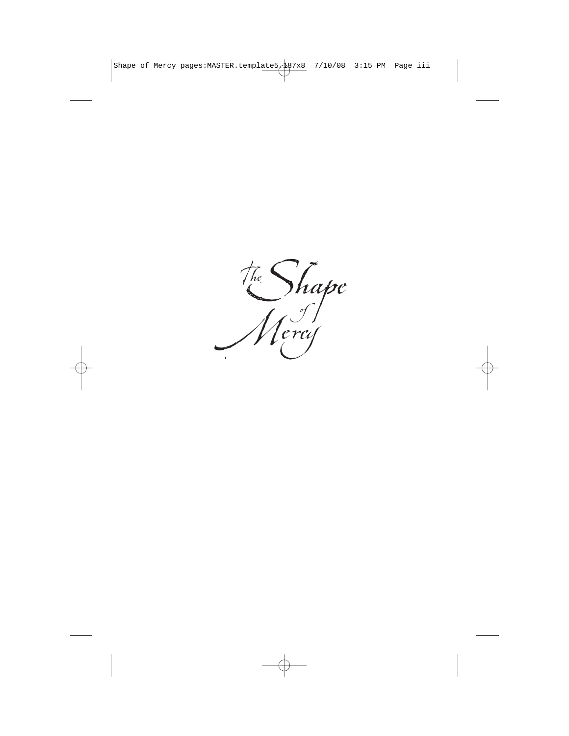# The Shape of Mercy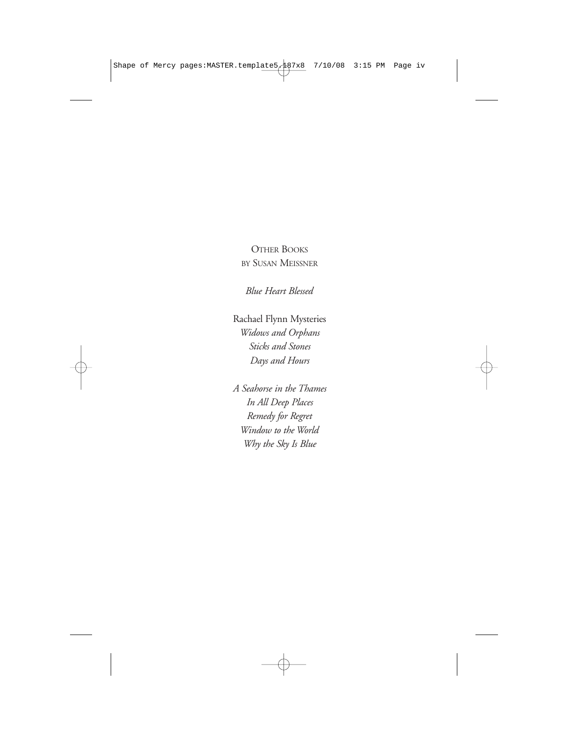OTHER BOOKS
BY SUSAN MEISSNER

*Blue Heart Blessed*

Rachael Flynn Mysteries
*Widows and Orphans*
*Sticks and Stones*
*Days and Hours*

*A Seahorse in the Thames*
*In All Deep Places*
*Remedy for Regret*
*Window to the World*
*Why the Sky Is Blue*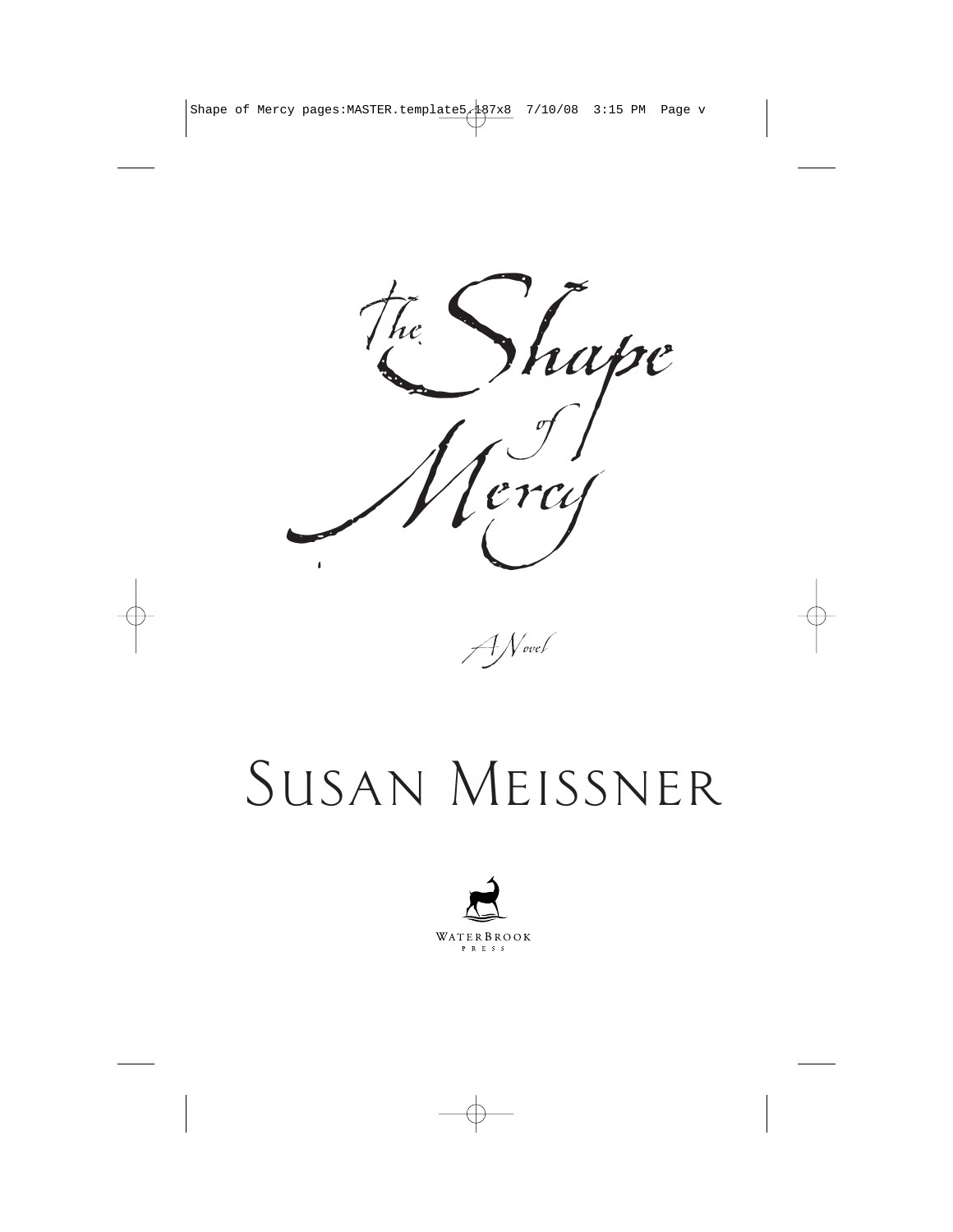# The Shape of Mercy

*A Novel*

SUSAN MEISSNER

WATERBROOK PRESS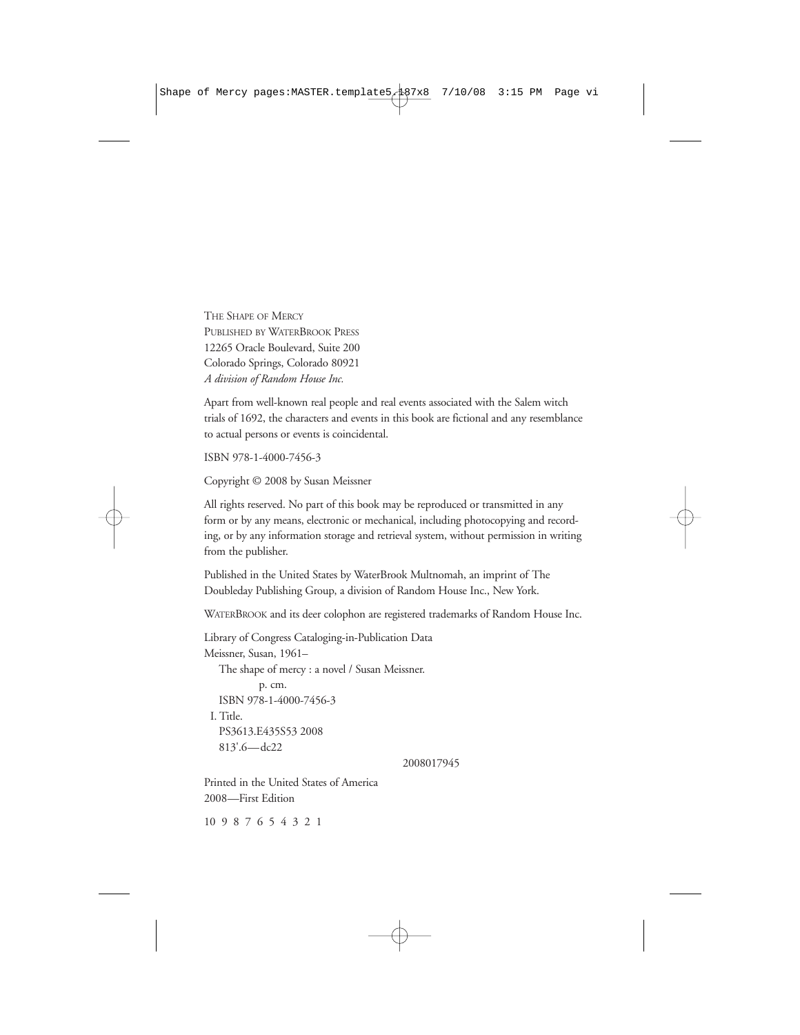THE SHAPE OF MERCY
PUBLISHED BY WATERBROOK PRESS
12265 Oracle Boulevard, Suite 200
Colorado Springs, Colorado 80921
*A division of Random House Inc.*

Apart from well-known real people and real events associated with the Salem witch trials of 1692, the characters and events in this book are fictional and any resemblance to actual persons or events is coincidental.

ISBN 978-1-4000-7456-3

Copyright © 2008 by Susan Meissner

All rights reserved. No part of this book may be reproduced or transmitted in any form or by any means, electronic or mechanical, including photocopying and recording, or by any information storage and retrieval system, without permission in writing from the publisher.

Published in the United States by WaterBrook Multnomah, an imprint of The Doubleday Publishing Group, a division of Random House Inc., New York.

WATERBROOK and its deer colophon are registered trademarks of Random House Inc.

Library of Congress Cataloging-in-Publication Data
Meissner, Susan, 1961–
The shape of mercy : a novel / Susan Meissner.
p. cm.
ISBN 978-1-4000-7456-3
I. Title.
PS3613.E435S53 2008
813'.6—dc22

2008017945

Printed in the United States of America
2008—First Edition

10 9 8 7 6 5 4 3 2 1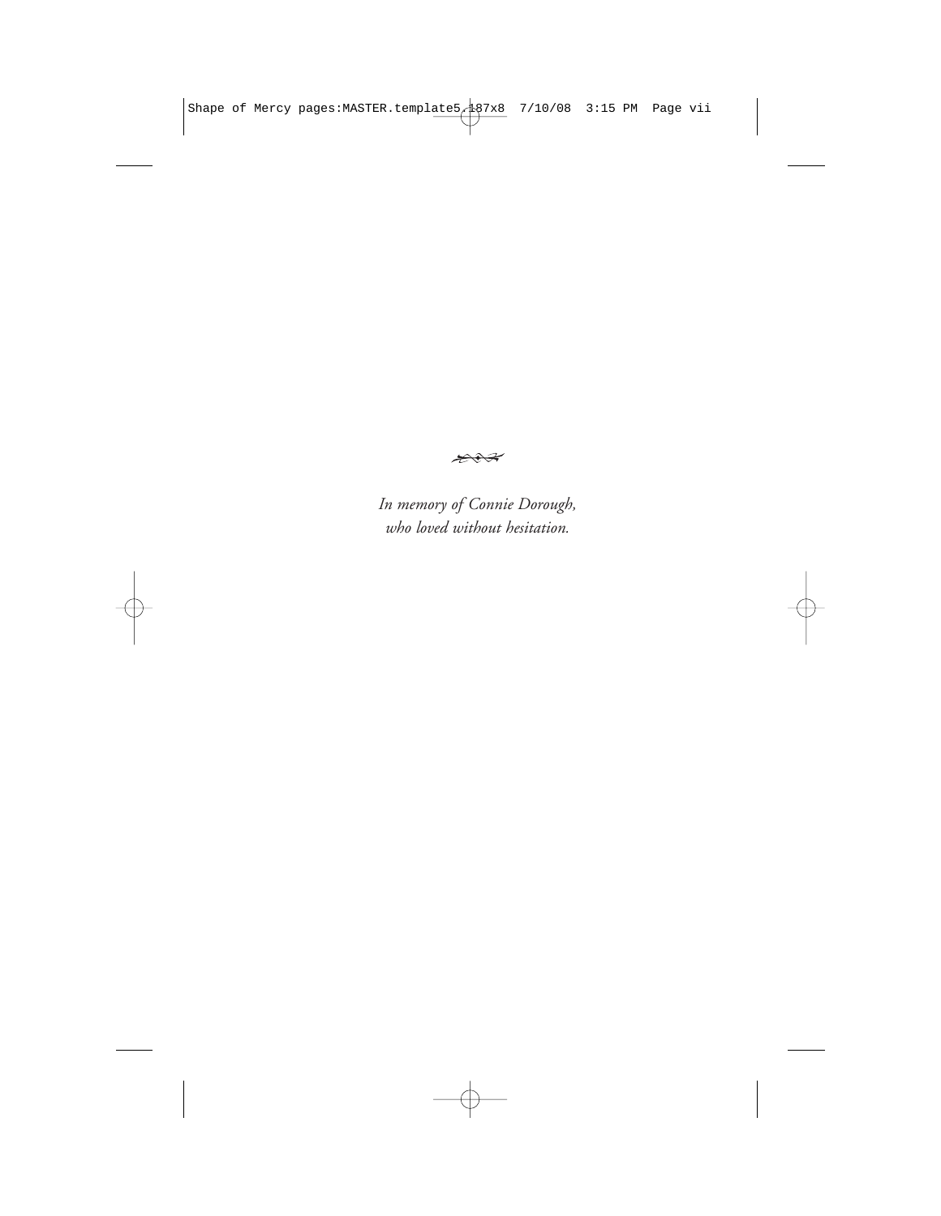*In memory of Connie Dorough,*
*who loved without hesitation.*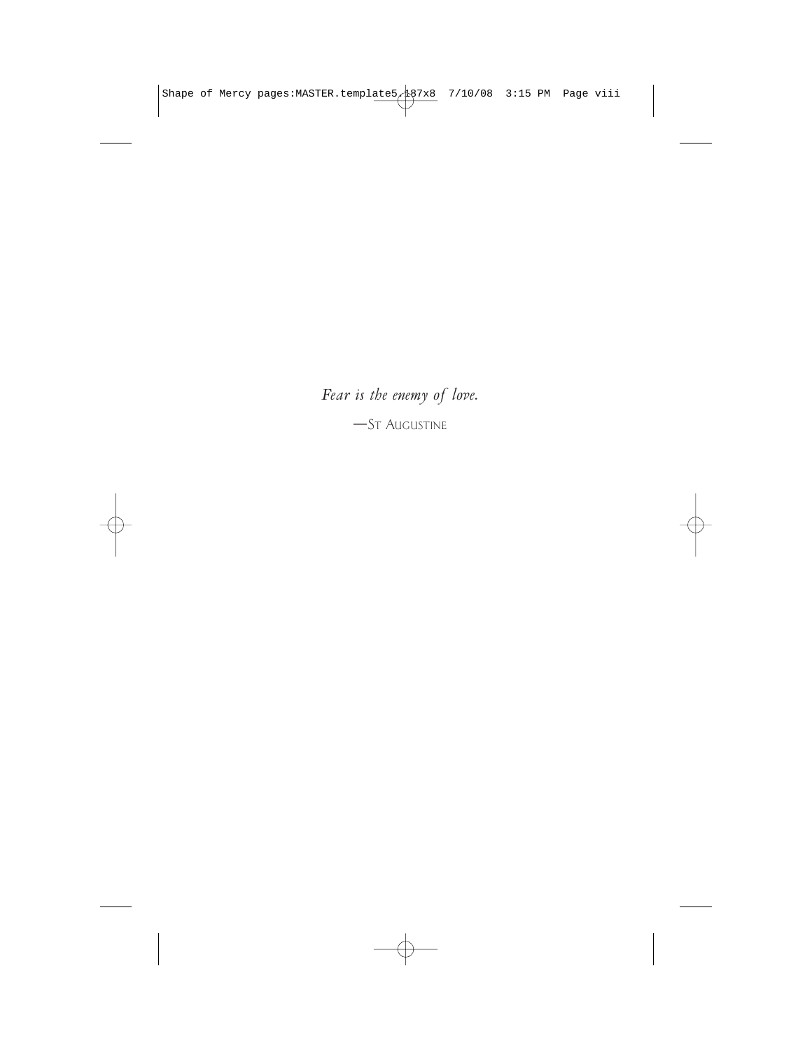*Fear is the enemy of love.*

—St Augustine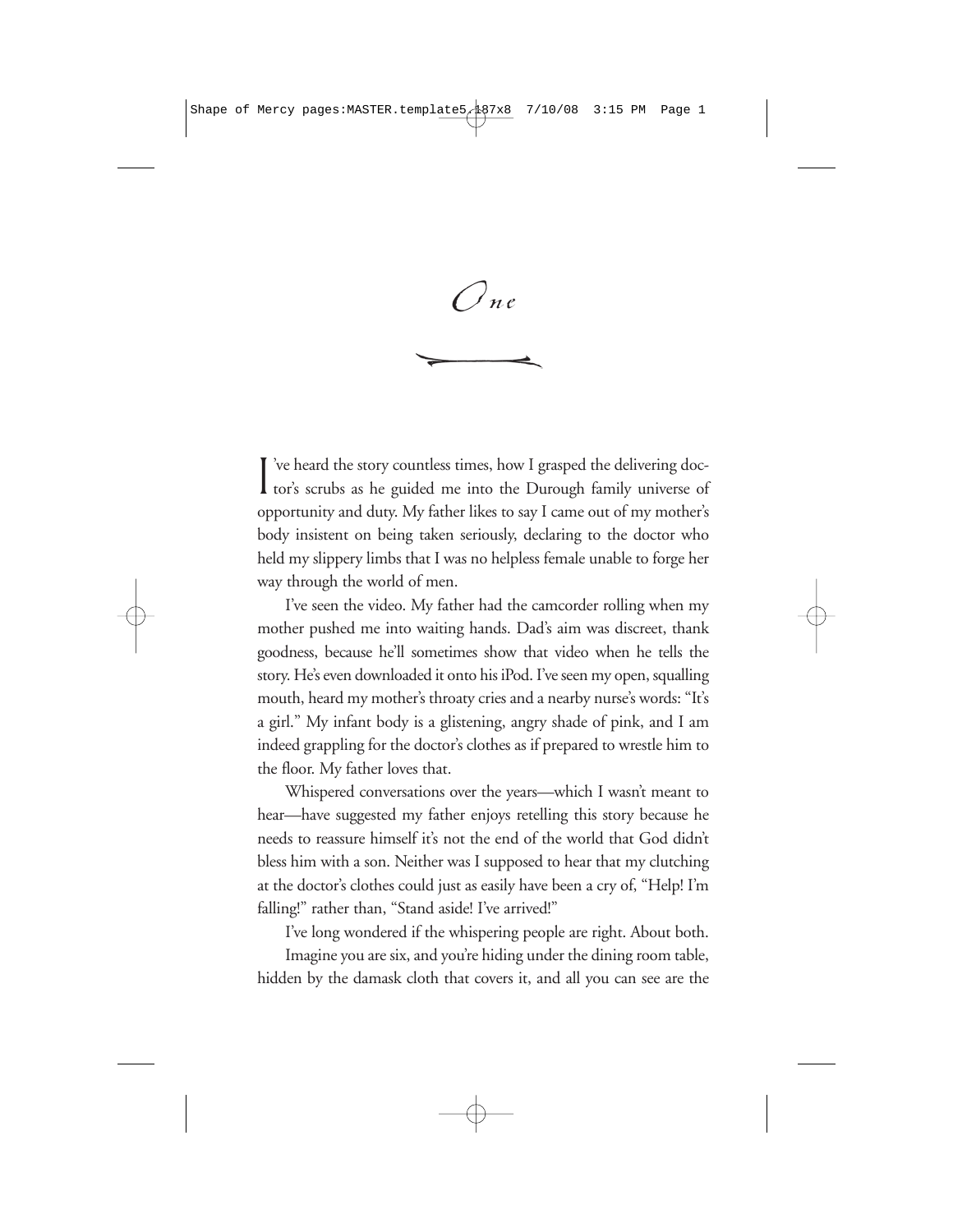# *One*

I've heard the story countless times, how I grasped the delivering doctor's scrubs as he guided me into the Durough family universe of opportunity and duty. My father likes to say I came out of my mother's body insistent on being taken seriously, declaring to the doctor who held my slippery limbs that I was no helpless female unable to forge her way through the world of men.

I've seen the video. My father had the camcorder rolling when my mother pushed me into waiting hands. Dad's aim was discreet, thank goodness, because he'll sometimes show that video when he tells the story. He's even downloaded it onto his iPod. I've seen my open, squalling mouth, heard my mother's throaty cries and a nearby nurse's words: "It's a girl." My infant body is a glistening, angry shade of pink, and I am indeed grappling for the doctor's clothes as if prepared to wrestle him to the floor. My father loves that.

Whispered conversations over the years—which I wasn't meant to hear—have suggested my father enjoys retelling this story because he needs to reassure himself it's not the end of the world that God didn't bless him with a son. Neither was I supposed to hear that my clutching at the doctor's clothes could just as easily have been a cry of, "Help! I'm falling!" rather than, "Stand aside! I've arrived!"

I've long wondered if the whispering people are right. About both.

Imagine you are six, and you're hiding under the dining room table, hidden by the damask cloth that covers it, and all you can see are the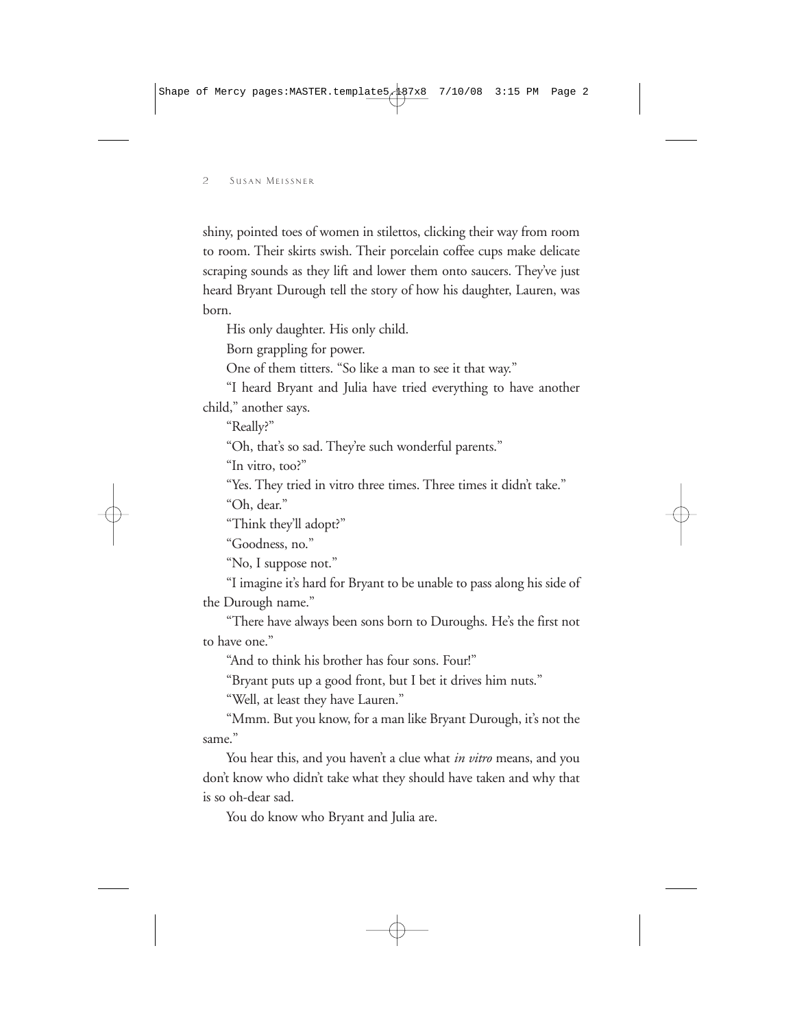shiny, pointed toes of women in stilettos, clicking their way from room to room. Their skirts swish. Their porcelain coffee cups make delicate scraping sounds as they lift and lower them onto saucers. They've just heard Bryant Durough tell the story of how his daughter, Lauren, was born.

His only daughter. His only child.

Born grappling for power.

One of them titters. "So like a man to see it that way."

"I heard Bryant and Julia have tried everything to have another child," another says.

"Really?"

"Oh, that's so sad. They're such wonderful parents."

"In vitro, too?"

"Yes. They tried in vitro three times. Three times it didn't take."

"Oh, dear."

"Think they'll adopt?"

"Goodness, no."

"No, I suppose not."

"I imagine it's hard for Bryant to be unable to pass along his side of the Durough name."

"There have always been sons born to Duroughs. He's the first not to have one."

"And to think his brother has four sons. Four!"

"Bryant puts up a good front, but I bet it drives him nuts."

"Well, at least they have Lauren."

"Mmm. But you know, for a man like Bryant Durough, it's not the same."

You hear this, and you haven't a clue what *in vitro* means, and you don't know who didn't take what they should have taken and why that is so oh-dear sad.

You do know who Bryant and Julia are.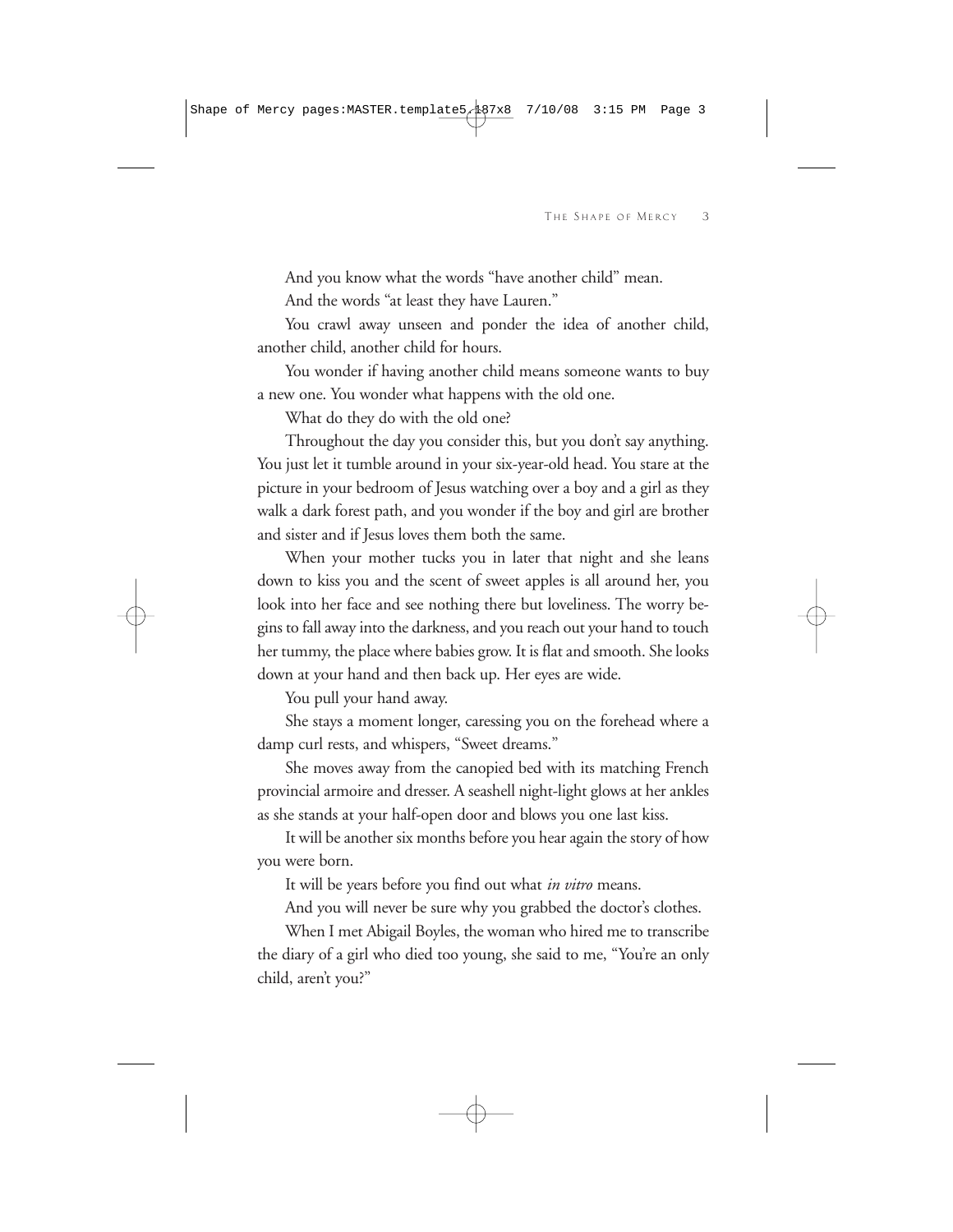And you know what the words "have another child" mean.

And the words "at least they have Lauren."

You crawl away unseen and ponder the idea of another child, another child, another child for hours.

You wonder if having another child means someone wants to buy a new one. You wonder what happens with the old one.

What do they do with the old one?

Throughout the day you consider this, but you don't say anything. You just let it tumble around in your six-year-old head. You stare at the picture in your bedroom of Jesus watching over a boy and a girl as they walk a dark forest path, and you wonder if the boy and girl are brother and sister and if Jesus loves them both the same.

When your mother tucks you in later that night and she leans down to kiss you and the scent of sweet apples is all around her, you look into her face and see nothing there but loveliness. The worry begins to fall away into the darkness, and you reach out your hand to touch her tummy, the place where babies grow. It is flat and smooth. She looks down at your hand and then back up. Her eyes are wide.

You pull your hand away.

She stays a moment longer, caressing you on the forehead where a damp curl rests, and whispers, "Sweet dreams."

She moves away from the canopied bed with its matching French provincial armoire and dresser. A seashell night-light glows at her ankles as she stands at your half-open door and blows you one last kiss.

It will be another six months before you hear again the story of how you were born.

It will be years before you find out what *in vitro* means.

And you will never be sure why you grabbed the doctor's clothes.

When I met Abigail Boyles, the woman who hired me to transcribe the diary of a girl who died too young, she said to me, "You're an only child, aren't you?"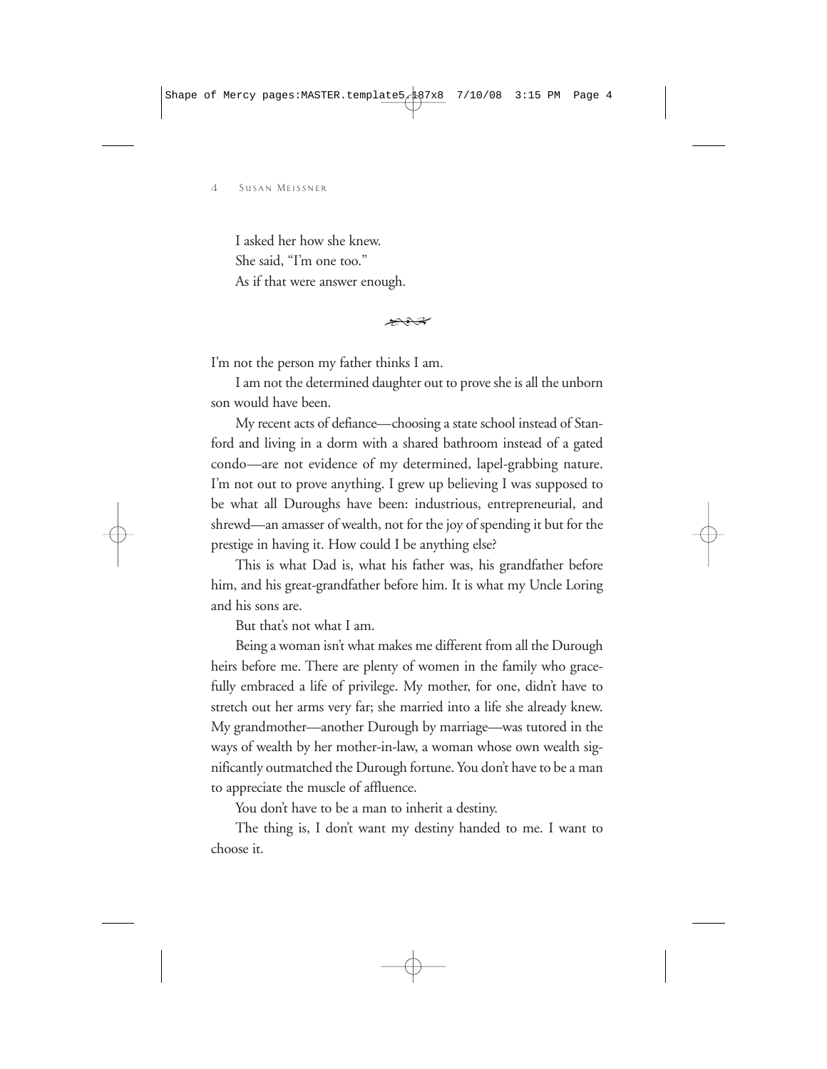I asked her how she knew.  
She said, "I'm one too."  
As if that were answer enough.

I'm not the person my father thinks I am.

I am not the determined daughter out to prove she is all the unborn son would have been.

My recent acts of defiance—choosing a state school instead of Stanford and living in a dorm with a shared bathroom instead of a gated condo—are not evidence of my determined, lapel-grabbing nature. I'm not out to prove anything. I grew up believing I was supposed to be what all Duroughs have been: industrious, entrepreneurial, and shrewd—an amasser of wealth, not for the joy of spending it but for the prestige in having it. How could I be anything else?

This is what Dad is, what his father was, his grandfather before him, and his great-grandfather before him. It is what my Uncle Loring and his sons are.

But that's not what I am.

Being a woman isn't what makes me different from all the Durough heirs before me. There are plenty of women in the family who gracefully embraced a life of privilege. My mother, for one, didn't have to stretch out her arms very far; she married into a life she already knew. My grandmother—another Durough by marriage—was tutored in the ways of wealth by her mother-in-law, a woman whose own wealth significantly outmatched the Durough fortune. You don't have to be a man to appreciate the muscle of affluence.

You don't have to be a man to inherit a destiny.

The thing is, I don't want my destiny handed to me. I want to choose it.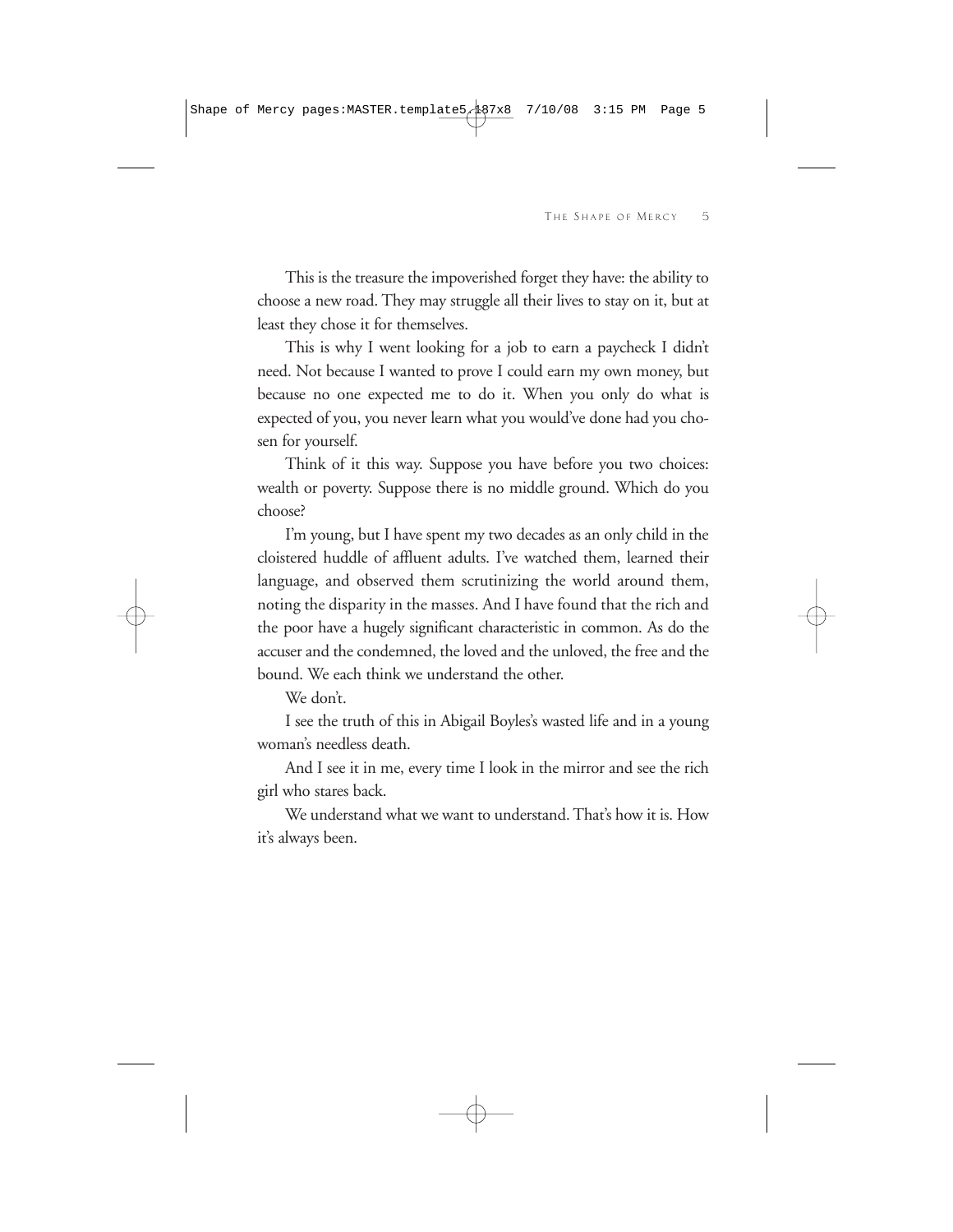This is the treasure the impoverished forget they have: the ability to choose a new road. They may struggle all their lives to stay on it, but at least they chose it for themselves.

This is why I went looking for a job to earn a paycheck I didn't need. Not because I wanted to prove I could earn my own money, but because no one expected me to do it. When you only do what is expected of you, you never learn what you would've done had you chosen for yourself.

Think of it this way. Suppose you have before you two choices: wealth or poverty. Suppose there is no middle ground. Which do you choose?

I'm young, but I have spent my two decades as an only child in the cloistered huddle of affluent adults. I've watched them, learned their language, and observed them scrutinizing the world around them, noting the disparity in the masses. And I have found that the rich and the poor have a hugely significant characteristic in common. As do the accuser and the condemned, the loved and the unloved, the free and the bound. We each think we understand the other.

We don't.

I see the truth of this in Abigail Boyles's wasted life and in a young woman's needless death.

And I see it in me, every time I look in the mirror and see the rich girl who stares back.

We understand what we want to understand. That's how it is. How it's always been.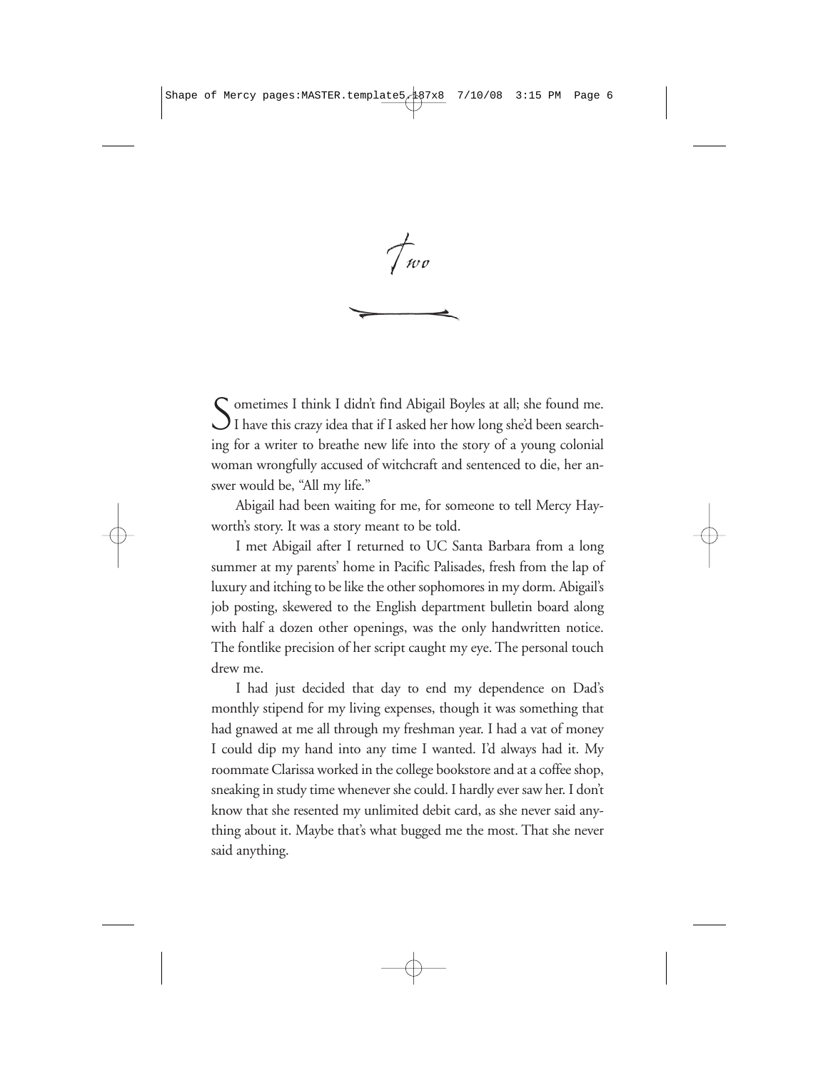# Two

Sometimes I think I didn't find Abigail Boyles at all; she found me. I have this crazy idea that if I asked her how long she'd been searching for a writer to breathe new life into the story of a young colonial woman wrongfully accused of witchcraft and sentenced to die, her answer would be, "All my life."

Abigail had been waiting for me, for someone to tell Mercy Hayworth's story. It was a story meant to be told.

I met Abigail after I returned to UC Santa Barbara from a long summer at my parents' home in Pacific Palisades, fresh from the lap of luxury and itching to be like the other sophomores in my dorm. Abigail's job posting, skewered to the English department bulletin board along with half a dozen other openings, was the only handwritten notice. The fontlike precision of her script caught my eye. The personal touch drew me.

I had just decided that day to end my dependence on Dad's monthly stipend for my living expenses, though it was something that had gnawed at me all through my freshman year. I had a vat of money I could dip my hand into any time I wanted. I'd always had it. My roommate Clarissa worked in the college bookstore and at a coffee shop, sneaking in study time whenever she could. I hardly ever saw her. I don't know that she resented my unlimited debit card, as she never said anything about it. Maybe that's what bugged me the most. That she never said anything.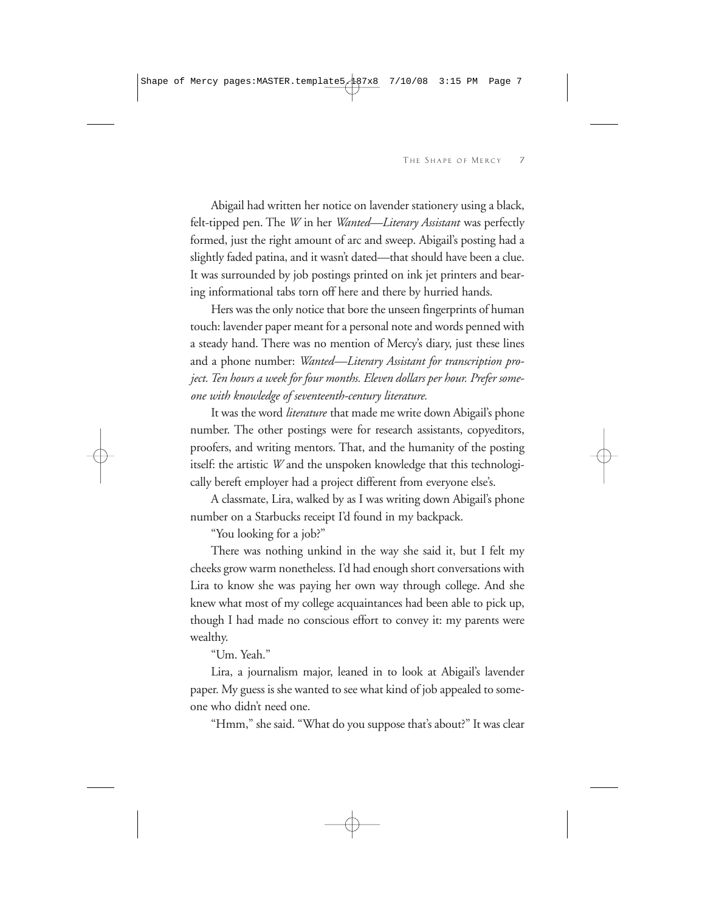Abigail had written her notice on lavender stationery using a black, felt-tipped pen. The *W* in her *Wanted—Literary Assistant* was perfectly formed, just the right amount of arc and sweep. Abigail's posting had a slightly faded patina, and it wasn't dated—that should have been a clue. It was surrounded by job postings printed on ink jet printers and bearing informational tabs torn off here and there by hurried hands.

Hers was the only notice that bore the unseen fingerprints of human touch: lavender paper meant for a personal note and words penned with a steady hand. There was no mention of Mercy's diary, just these lines and a phone number: *Wanted—Literary Assistant for transcription project. Ten hours a week for four months. Eleven dollars per hour. Prefer someone with knowledge of seventeenth-century literature.*

It was the word *literature* that made me write down Abigail's phone number. The other postings were for research assistants, copyeditors, proofers, and writing mentors. That, and the humanity of the posting itself: the artistic *W* and the unspoken knowledge that this technologically bereft employer had a project different from everyone else's.

A classmate, Lira, walked by as I was writing down Abigail's phone number on a Starbucks receipt I'd found in my backpack.

"You looking for a job?"

There was nothing unkind in the way she said it, but I felt my cheeks grow warm nonetheless. I'd had enough short conversations with Lira to know she was paying her own way through college. And she knew what most of my college acquaintances had been able to pick up, though I had made no conscious effort to convey it: my parents were wealthy.

"Um. Yeah."

Lira, a journalism major, leaned in to look at Abigail's lavender paper. My guess is she wanted to see what kind of job appealed to someone who didn't need one.

"Hmm," she said. "What do you suppose that's about?" It was clear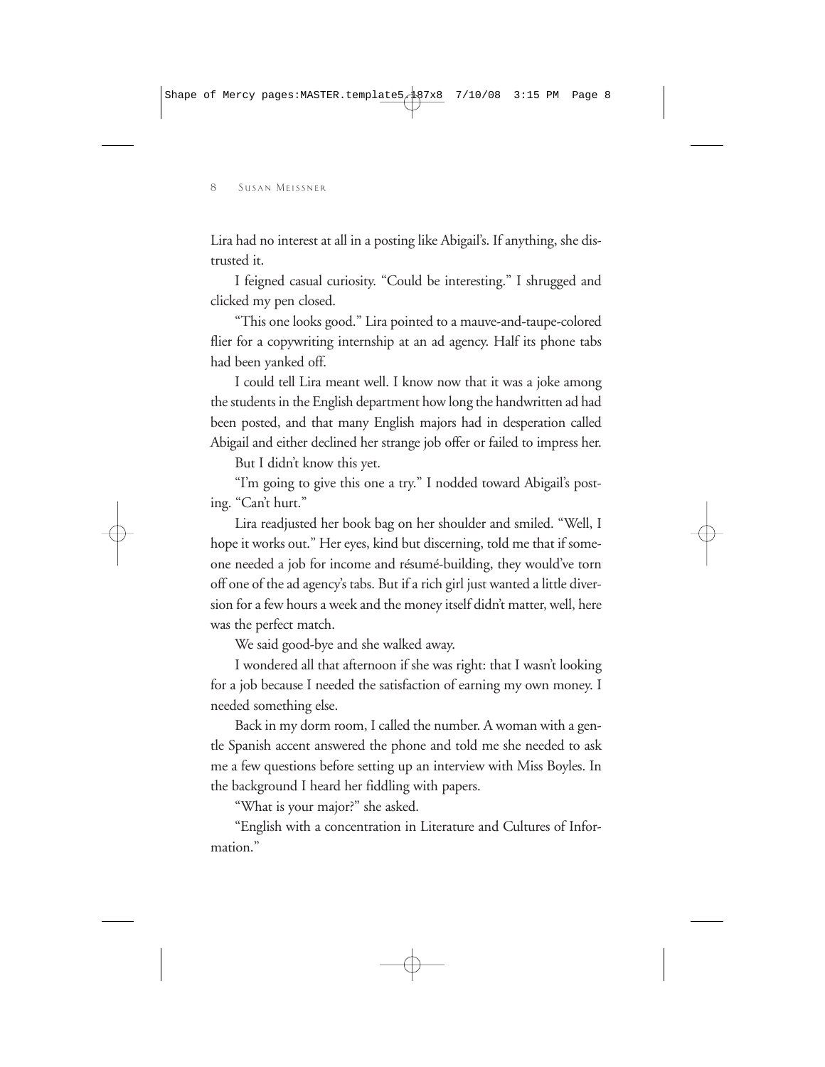Lira had no interest at all in a posting like Abigail's. If anything, she distrusted it.

I feigned casual curiosity. "Could be interesting." I shrugged and clicked my pen closed.

"This one looks good." Lira pointed to a mauve-and-taupe-colored flier for a copywriting internship at an ad agency. Half its phone tabs had been yanked off.

I could tell Lira meant well. I know now that it was a joke among the students in the English department how long the handwritten ad had been posted, and that many English majors had in desperation called Abigail and either declined her strange job offer or failed to impress her.

But I didn't know this yet.

"I'm going to give this one a try." I nodded toward Abigail's posting. "Can't hurt."

Lira readjusted her book bag on her shoulder and smiled. "Well, I hope it works out." Her eyes, kind but discerning, told me that if someone needed a job for income and résumé-building, they would've torn off one of the ad agency's tabs. But if a rich girl just wanted a little diversion for a few hours a week and the money itself didn't matter, well, here was the perfect match.

We said good-bye and she walked away.

I wondered all that afternoon if she was right: that I wasn't looking for a job because I needed the satisfaction of earning my own money. I needed something else.

Back in my dorm room, I called the number. A woman with a gentle Spanish accent answered the phone and told me she needed to ask me a few questions before setting up an interview with Miss Boyles. In the background I heard her fiddling with papers.

"What is your major?" she asked.

"English with a concentration in Literature and Cultures of Information."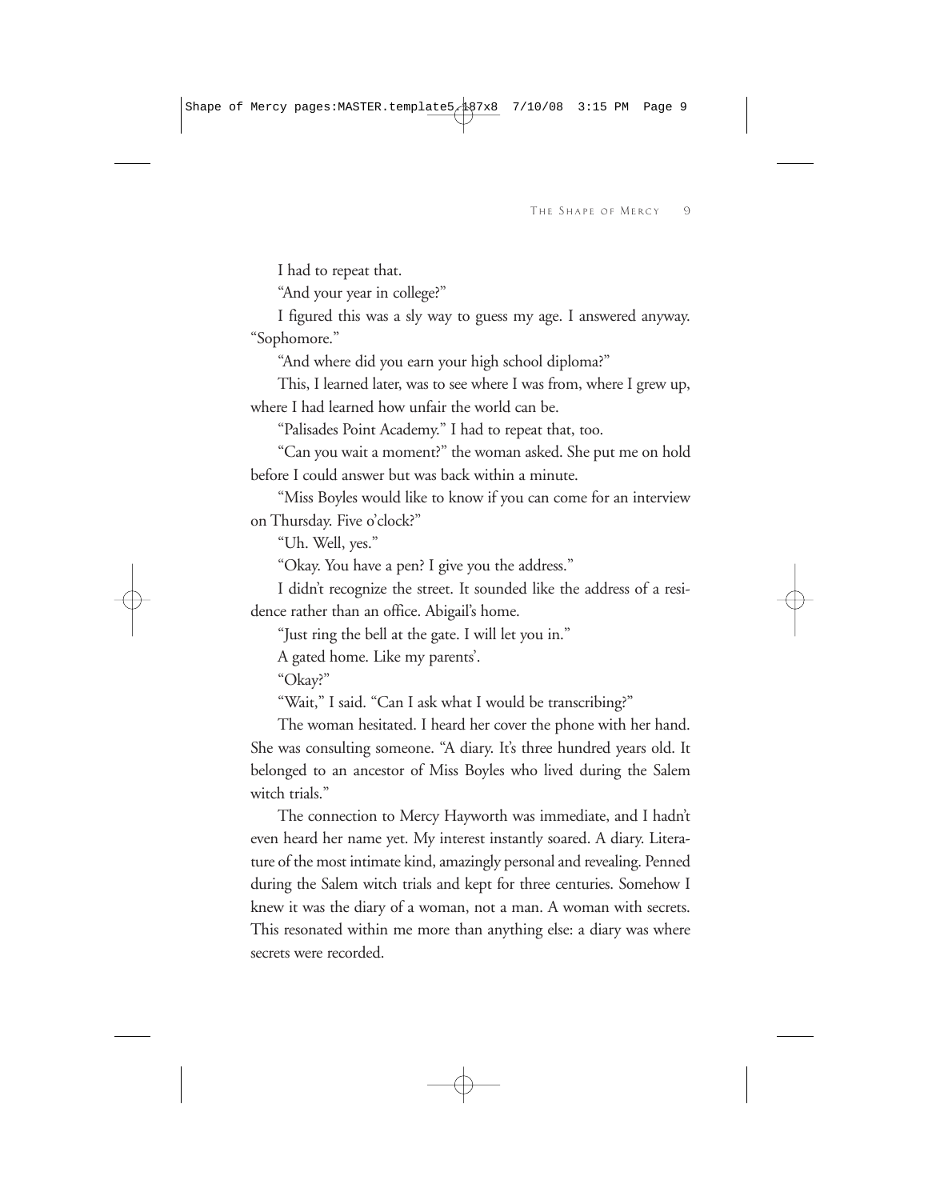I had to repeat that.

"And your year in college?"

I figured this was a sly way to guess my age. I answered anyway. "Sophomore."

"And where did you earn your high school diploma?"

This, I learned later, was to see where I was from, where I grew up, where I had learned how unfair the world can be.

"Palisades Point Academy." I had to repeat that, too.

"Can you wait a moment?" the woman asked. She put me on hold before I could answer but was back within a minute.

"Miss Boyles would like to know if you can come for an interview on Thursday. Five o'clock?"

"Uh. Well, yes."

"Okay. You have a pen? I give you the address."

I didn't recognize the street. It sounded like the address of a residence rather than an office. Abigail's home.

"Just ring the bell at the gate. I will let you in."

A gated home. Like my parents'.

"Okay?"

"Wait," I said. "Can I ask what I would be transcribing?"

The woman hesitated. I heard her cover the phone with her hand. She was consulting someone. "A diary. It's three hundred years old. It belonged to an ancestor of Miss Boyles who lived during the Salem witch trials."

The connection to Mercy Hayworth was immediate, and I hadn't even heard her name yet. My interest instantly soared. A diary. Literature of the most intimate kind, amazingly personal and revealing. Penned during the Salem witch trials and kept for three centuries. Somehow I knew it was the diary of a woman, not a man. A woman with secrets. This resonated within me more than anything else: a diary was where secrets were recorded.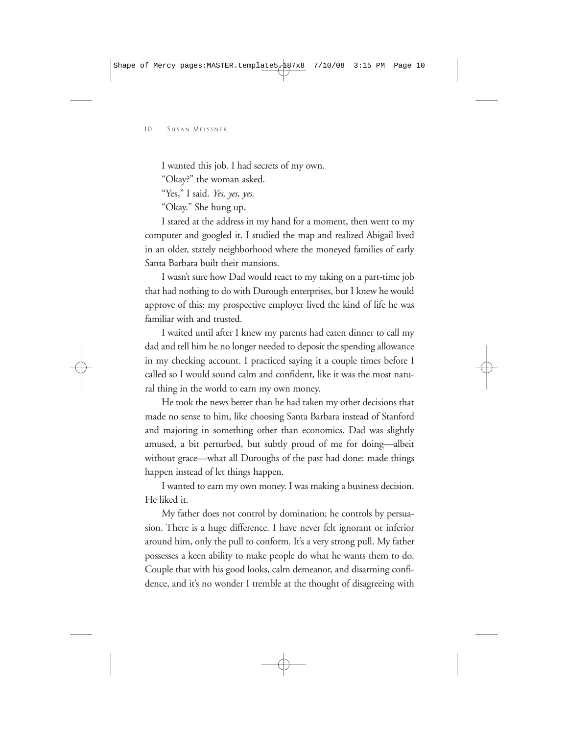I wanted this job. I had secrets of my own.

"Okay?" the woman asked.

"Yes," I said. *Yes, yes, yes.*

"Okay." She hung up.

I stared at the address in my hand for a moment, then went to my computer and googled it. I studied the map and realized Abigail lived in an older, stately neighborhood where the moneyed families of early Santa Barbara built their mansions.

I wasn't sure how Dad would react to my taking on a part-time job that had nothing to do with Durough enterprises, but I knew he would approve of this: my prospective employer lived the kind of life he was familiar with and trusted.

I waited until after I knew my parents had eaten dinner to call my dad and tell him he no longer needed to deposit the spending allowance in my checking account. I practiced saying it a couple times before I called so I would sound calm and confident, like it was the most natural thing in the world to earn my own money.

He took the news better than he had taken my other decisions that made no sense to him, like choosing Santa Barbara instead of Stanford and majoring in something other than economics. Dad was slightly amused, a bit perturbed, but subtly proud of me for doing—albeit without grace—what all Duroughs of the past had done: made things happen instead of let things happen.

I wanted to earn my own money. I was making a business decision. He liked it.

My father does not control by domination; he controls by persuasion. There is a huge difference. I have never felt ignorant or inferior around him, only the pull to conform. It's a very strong pull. My father possesses a keen ability to make people do what he wants them to do. Couple that with his good looks, calm demeanor, and disarming confidence, and it's no wonder I tremble at the thought of disagreeing with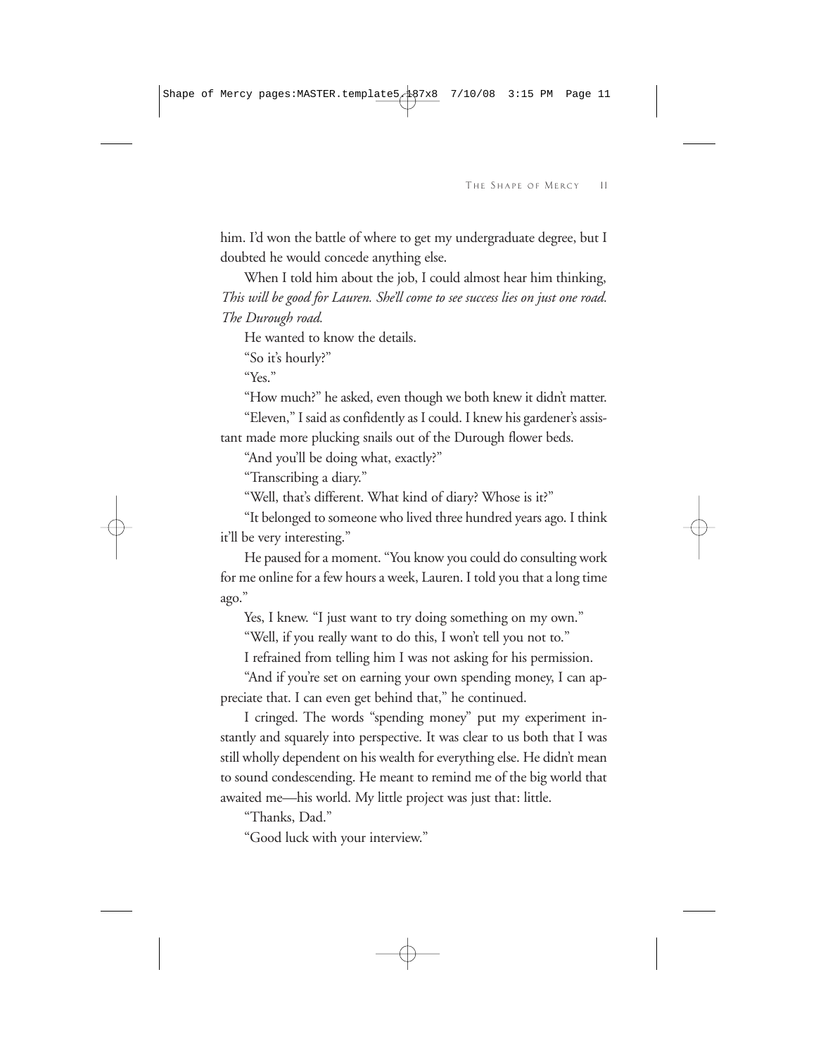him. I'd won the battle of where to get my undergraduate degree, but I doubted he would concede anything else.

When I told him about the job, I could almost hear him thinking, *This will be good for Lauren. She'll come to see success lies on just one road. The Durough road.*

He wanted to know the details.

"So it's hourly?"

"Yes."

"How much?" he asked, even though we both knew it didn't matter.

"Eleven," I said as confidently as I could. I knew his gardener's assistant made more plucking snails out of the Durough flower beds.

"And you'll be doing what, exactly?"

"Transcribing a diary."

"Well, that's different. What kind of diary? Whose is it?"

"It belonged to someone who lived three hundred years ago. I think it'll be very interesting."

He paused for a moment. "You know you could do consulting work for me online for a few hours a week, Lauren. I told you that a long time ago."

Yes, I knew. "I just want to try doing something on my own."

"Well, if you really want to do this, I won't tell you not to."

I refrained from telling him I was not asking for his permission.

"And if you're set on earning your own spending money, I can appreciate that. I can even get behind that," he continued.

I cringed. The words "spending money" put my experiment instantly and squarely into perspective. It was clear to us both that I was still wholly dependent on his wealth for everything else. He didn't mean to sound condescending. He meant to remind me of the big world that awaited me—his world. My little project was just that: little.

"Thanks, Dad."

"Good luck with your interview."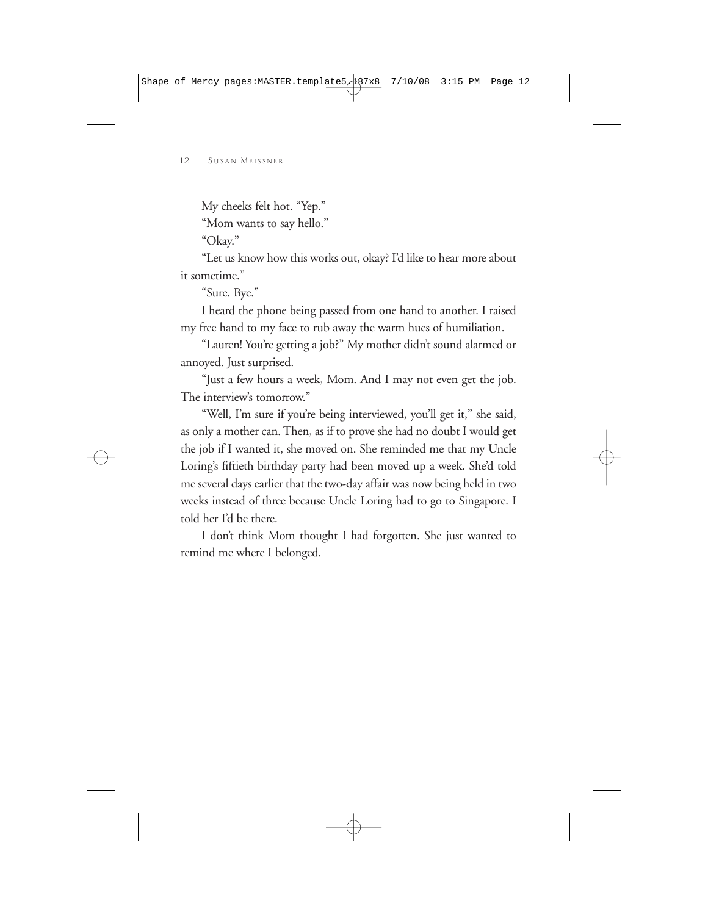My cheeks felt hot. "Yep."

"Mom wants to say hello."

"Okay."

"Let us know how this works out, okay? I'd like to hear more about it sometime."

"Sure. Bye."

I heard the phone being passed from one hand to another. I raised my free hand to my face to rub away the warm hues of humiliation.

"Lauren! You're getting a job?" My mother didn't sound alarmed or annoyed. Just surprised.

"Just a few hours a week, Mom. And I may not even get the job. The interview's tomorrow."

"Well, I'm sure if you're being interviewed, *you'll* get it," she said, as only a mother can. Then, as if to prove she had no doubt I would get the job if I wanted it, she moved on. She reminded me that my Uncle Loring's fiftieth birthday party had been moved up a week. She'd told me several days earlier that the two-day affair was now being held in two weeks instead of three because Uncle Loring had to go to Singapore. I told her I'd be there.

I don't think Mom thought I had forgotten. She just wanted to remind me where I belonged.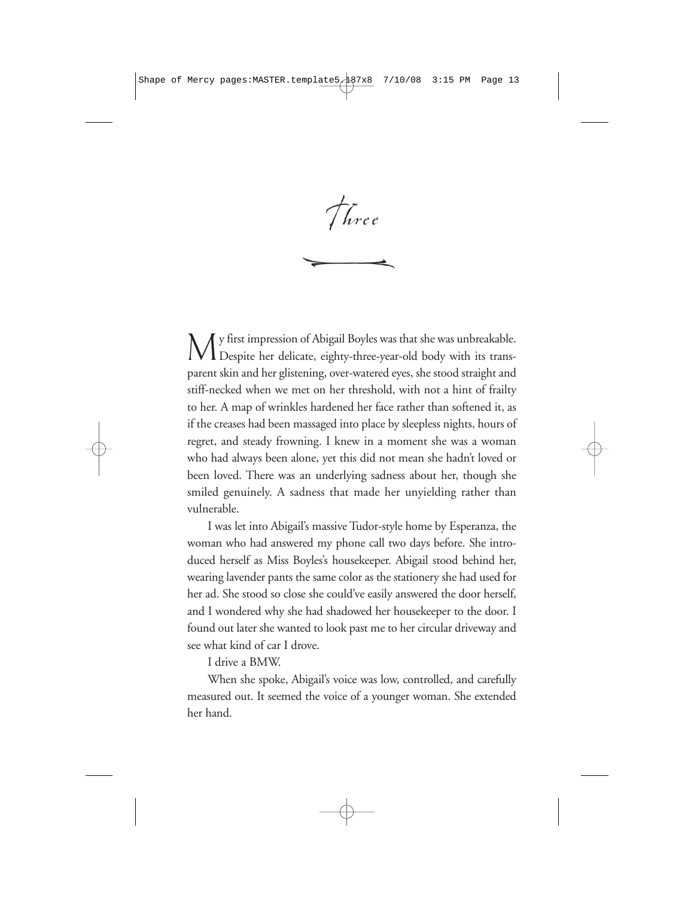# Three

My first impression of Abigail Boyles was that she was unbreakable. Despite her delicate, eighty-three-year-old body with its transparent skin and her glistening, over-watered eyes, she stood straight and stiff-necked when we met on her threshold, with not a hint of frailty to her. A map of wrinkles hardened her face rather than softened it, as if the creases had been massaged into place by sleepless nights, hours of regret, and steady frowning. I knew in a moment she was a woman who had always been alone, yet this did not mean she hadn't loved or been loved. There was an underlying sadness about her, though she smiled genuinely. A sadness that made her unyielding rather than vulnerable.

I was let into Abigail's massive Tudor-style home by Esperanza, the woman who had answered my phone call two days before. She introduced herself as Miss Boyles's housekeeper. Abigail stood behind her, wearing lavender pants the same color as the stationery she had used for her ad. She stood so close she could've easily answered the door herself, and I wondered why she had shadowed her housekeeper to the door. I found out later she wanted to look past me to her circular driveway and see what kind of car I drove.

I drive a BMW.

When she spoke, Abigail's voice was low, controlled, and carefully measured out. It seemed the voice of a younger woman. She extended her hand.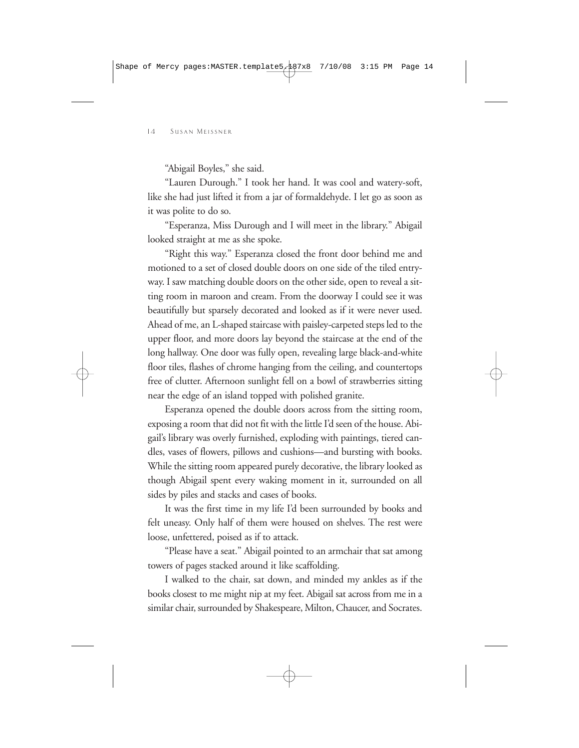"Abigail Boyles," she said.

"Lauren Durough." I took her hand. It was cool and watery-soft, like she had just lifted it from a jar of formaldehyde. I let go as soon as it was polite to do so.

"Esperanza, Miss Durough and I will meet in the library." Abigail looked straight at me as she spoke.

"Right this way." Esperanza closed the front door behind me and motioned to a set of closed double doors on one side of the tiled entryway. I saw matching double doors on the other side, open to reveal a sitting room in maroon and cream. From the doorway I could see it was beautifully but sparsely decorated and looked as if it were never used. Ahead of me, an L-shaped staircase with paisley-carpeted steps led to the upper floor, and more doors lay beyond the staircase at the end of the long hallway. One door was fully open, revealing large black-and-white floor tiles, flashes of chrome hanging from the ceiling, and countertops free of clutter. Afternoon sunlight fell on a bowl of strawberries sitting near the edge of an island topped with polished granite.

Esperanza opened the double doors across from the sitting room, exposing a room that did not fit with the little I'd seen of the house. Abigail's library was overly furnished, exploding with paintings, tiered candles, vases of flowers, pillows and cushions—and bursting with books. While the sitting room appeared purely decorative, the library looked as though Abigail spent every waking moment in it, surrounded on all sides by piles and stacks and cases of books.

It was the first time in my life I'd been surrounded by books and felt uneasy. Only half of them were housed on shelves. The rest were loose, unfettered, poised as if to attack.

"Please have a seat." Abigail pointed to an armchair that sat among towers of pages stacked around it like scaffolding.

I walked to the chair, sat down, and minded my ankles as if the books closest to me might nip at my feet. Abigail sat across from me in a similar chair, surrounded by Shakespeare, Milton, Chaucer, and Socrates.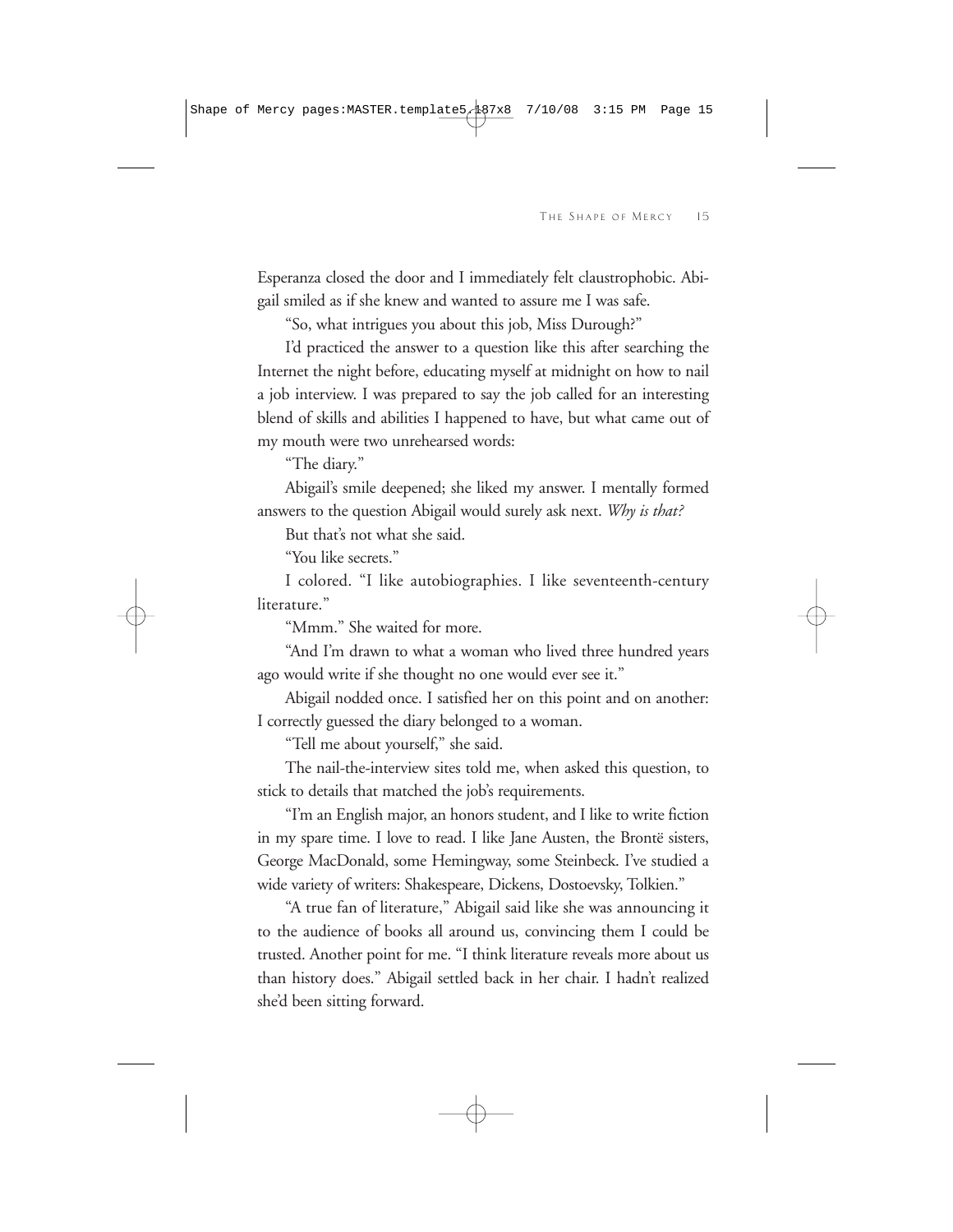Esperanza closed the door and I immediately felt claustrophobic. Abigail smiled as if she knew and wanted to assure me I was safe.

"So, what intrigues you about this job, Miss Durough?"

I'd practiced the answer to a question like this after searching the Internet the night before, educating myself at midnight on how to nail a job interview. I was prepared to say the job called for an interesting blend of skills and abilities I happened to have, but what came out of my mouth were two unrehearsed words:

"The diary."

Abigail's smile deepened; she liked my answer. I mentally formed answers to the question Abigail would surely ask next. *Why is that?*

But that's not what she said.

"You like secrets."

I colored. "I like autobiographies. I like seventeenth-century literature."

"Mmm." She waited for more.

"And I'm drawn to what a woman who lived three hundred years ago would write if she thought no one would ever see it."

Abigail nodded once. I satisfied her on this point and on another: I correctly guessed the diary belonged to a woman.

"Tell me about yourself," she said.

The nail-the-interview sites told me, when asked this question, to stick to details that matched the job's requirements.

"I'm an English major, an honors student, and I like to write fiction in my spare time. I love to read. I like Jane Austen, the Brontë sisters, George MacDonald, some Hemingway, some Steinbeck. I've studied a wide variety of writers: Shakespeare, Dickens, Dostoevsky, Tolkien."

"A true fan of literature," Abigail said like she was announcing it to the audience of books all around us, convincing them I could be trusted. Another point for me. "I think literature reveals more about us than history does." Abigail settled back in her chair. I hadn't realized she'd been sitting forward.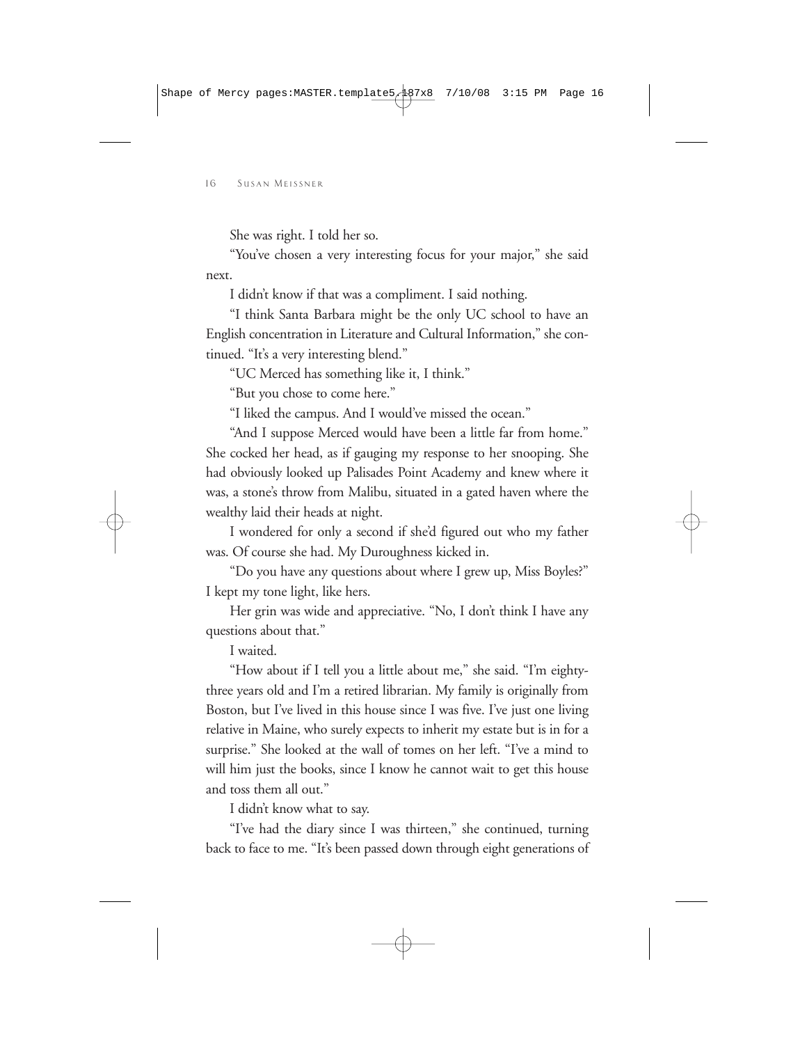She was right. I told her so.

"You've chosen a very interesting focus for your major," she said next.

I didn't know if that was a compliment. I said nothing.

"I think Santa Barbara might be the only UC school to have an English concentration in Literature and Cultural Information," she continued. "It's a very interesting blend."

"UC Merced has something like it, I think."

"But you chose to come here."

"I liked the campus. And I would've missed the ocean."

"And I suppose Merced would have been a little far from home." She cocked her head, as if gauging my response to her snooping. She had obviously looked up Palisades Point Academy and knew where it was, a stone's throw from Malibu, situated in a gated haven where the wealthy laid their heads at night.

I wondered for only a second if she'd figured out who my father was. Of course she had. My Duroughness kicked in.

"Do you have any questions about where I grew up, Miss Boyles?" I kept my tone light, like hers.

Her grin was wide and appreciative. "No, I don't think I have any questions about that."

I waited.

"How about if I tell you a little about me," she said. "I'm eighty-three years old and I'm a retired librarian. My family is originally from Boston, but I've lived in this house since I was five. I've just one living relative in Maine, who surely expects to inherit my estate but is in for a surprise." She looked at the wall of tomes on her left. "I've a mind to will him just the books, since I know he cannot wait to get this house and toss them all out."

I didn't know what to say.

"I've had the diary since I was thirteen," she continued, turning back to face me. "It's been passed down through eight generations of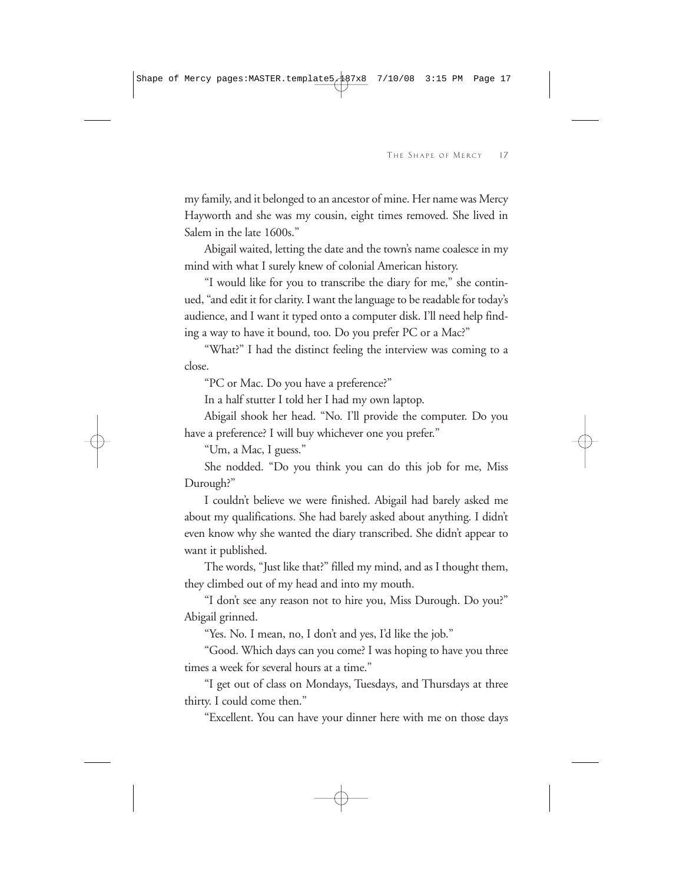my family, and it belonged to an ancestor of mine. Her name was Mercy Hayworth and she was my cousin, eight times removed. She lived in Salem in the late 1600s."

Abigail waited, letting the date and the town's name coalesce in my mind with what I surely knew of colonial American history.

"I would like for you to transcribe the diary for me," she continued, "and edit it for clarity. I want the language to be readable for today's audience, and I want it typed onto a computer disk. I'll need help finding a way to have it bound, too. Do you prefer PC or a Mac?"

"What?" I had the distinct feeling the interview was coming to a close.

"PC or Mac. Do you have a preference?"

In a half stutter I told her I had my own laptop.

Abigail shook her head. "No. I'll provide the computer. Do you have a preference? I will buy whichever one you prefer."

"Um, a Mac, I guess."

She nodded. "Do you think you can do this job for me, Miss Durough?"

I couldn't believe we were finished. Abigail had barely asked me about my qualifications. She had barely asked about anything. I didn't even know why she wanted the diary transcribed. She didn't appear to want it published.

The words, "Just like that?" filled my mind, and as I thought them, they climbed out of my head and into my mouth.

"I don't see any reason not to hire you, Miss Durough. Do you?" Abigail grinned.

"Yes. No. I mean, no, I don't and yes, I'd like the job."

"Good. Which days can you come? I was hoping to have you three times a week for several hours at a time."

"I get out of class on Mondays, Tuesdays, and Thursdays at three thirty. I could come then."

"Excellent. You can have your dinner here with me on those days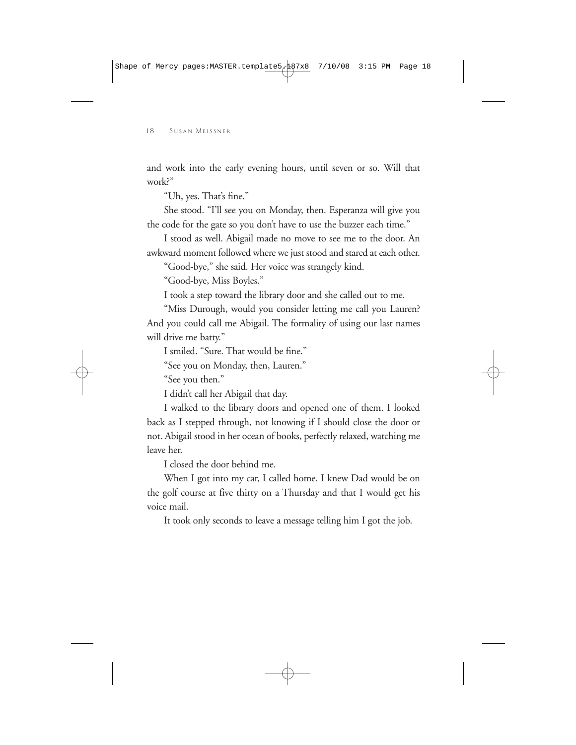and work into the early evening hours, until seven or so. Will that work?"

"Uh, yes. That's fine."

She stood. "I'll see you on Monday, then. Esperanza will give you the code for the gate so you don't have to use the buzzer each time."

I stood as well. Abigail made no move to see me to the door. An awkward moment followed where we just stood and stared at each other.

"Good-bye," she said. Her voice was strangely kind.

"Good-bye, Miss Boyles."

I took a step toward the library door and she called out to me.

"Miss Durough, would you consider letting me call you Lauren? And you could call me Abigail. The formality of using our last names will drive me batty."

I smiled. "Sure. That would be fine."

"See you on Monday, then, Lauren."

"See you then."

I didn't call her Abigail that day.

I walked to the library doors and opened one of them. I looked back as I stepped through, not knowing if I should close the door or not. Abigail stood in her ocean of books, perfectly relaxed, watching me leave her.

I closed the door behind me.

When I got into my car, I called home. I knew Dad would be on the golf course at five thirty on a Thursday and that I would get his voice mail.

It took only seconds to leave a message telling him I got the job.